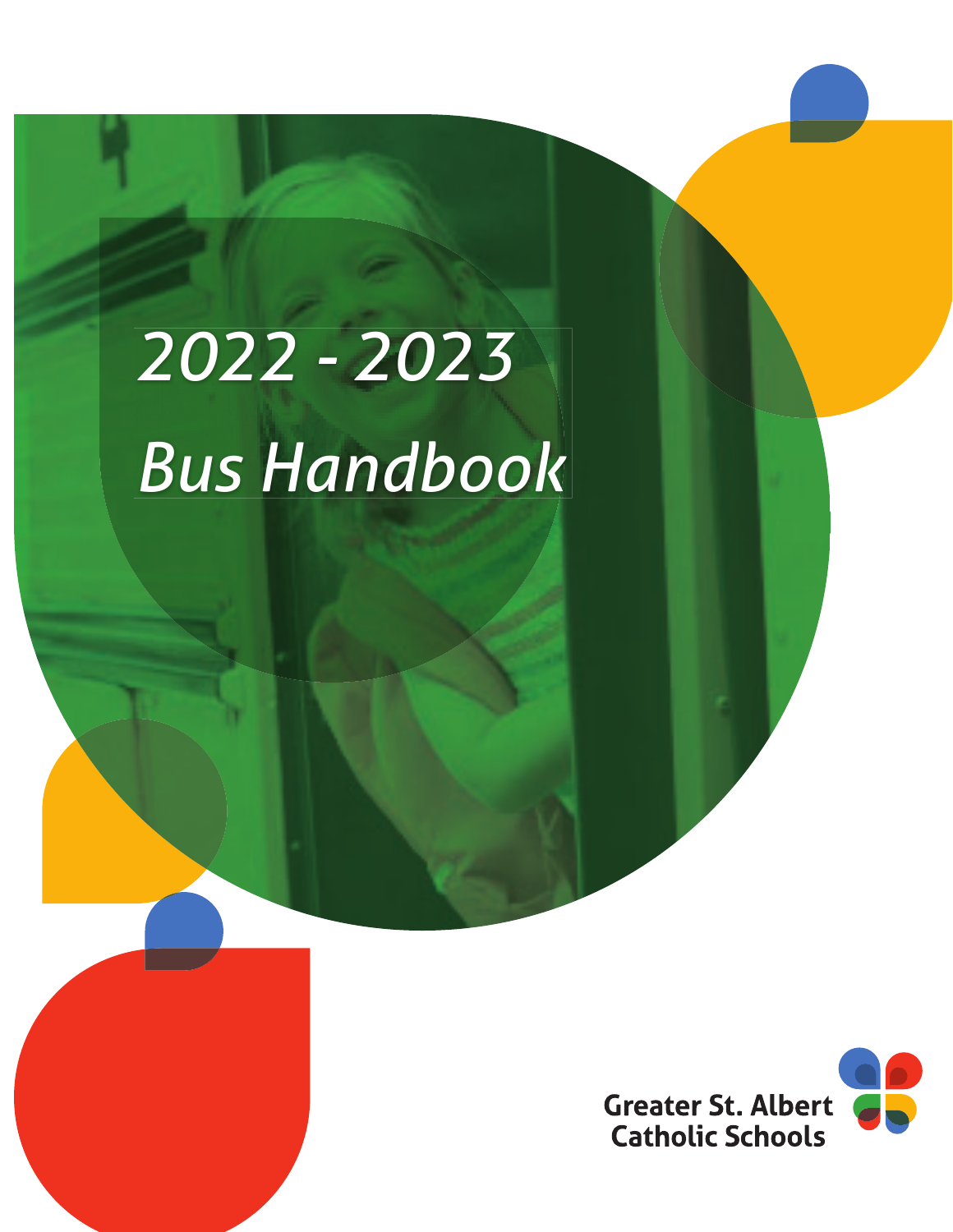# *2022 - 2023*

# *Bus Handbook*

Greater St. Albert Catholic Schools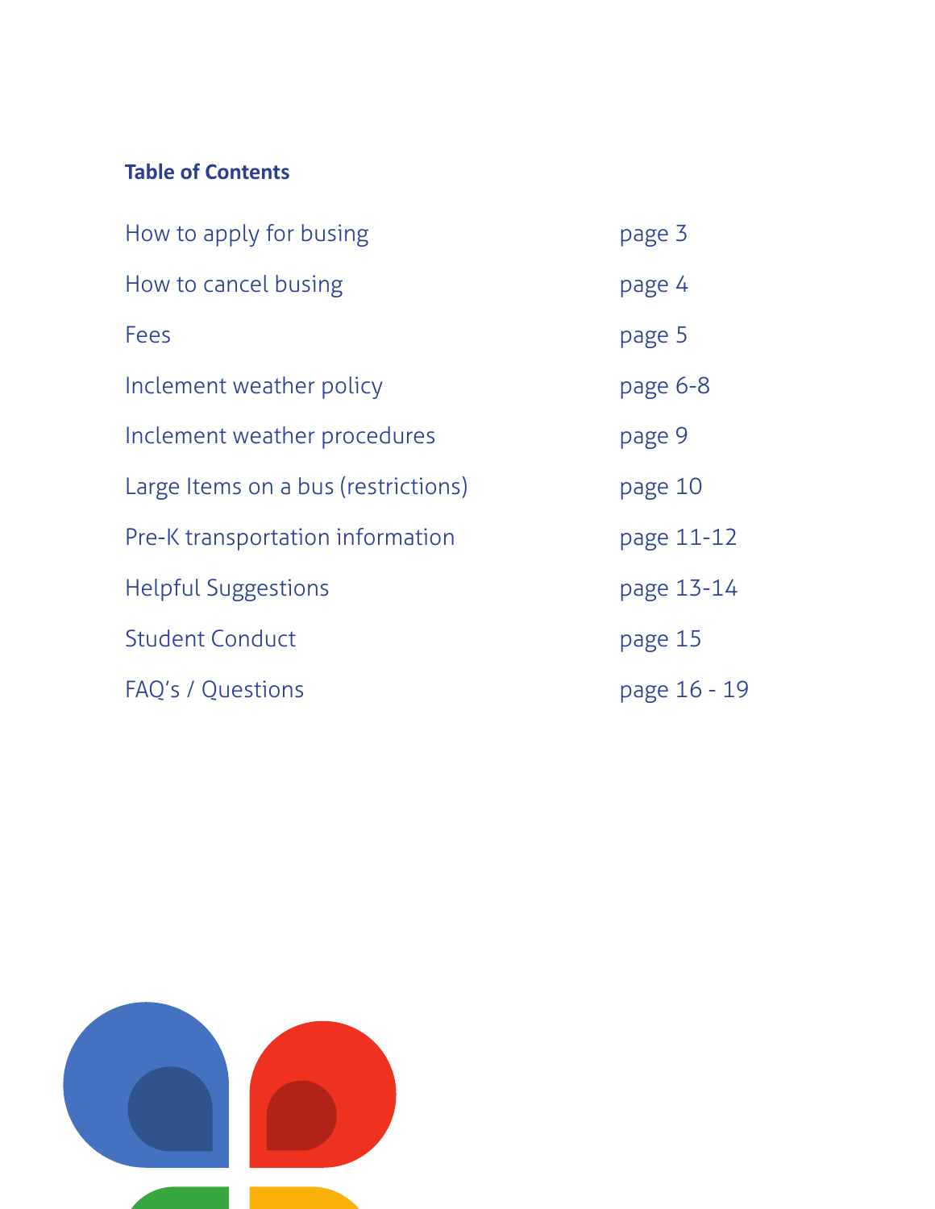## Table of Contents

| | |
|---|---|
| How to apply for busing | page 3 |
| How to cancel busing | page 4 |
| Fees | page 5 |
| Inclement weather policy | page 6-8 |
| Inclement weather procedures | page 9 |
| Large Items on a bus (restrictions) | page 10 |
| Pre-K transportation information | page 11-12 |
| Helpful Suggestions | page 13-14 |
| Student Conduct | page 15 |
| FAQ's / Questions | page 16 - 19 |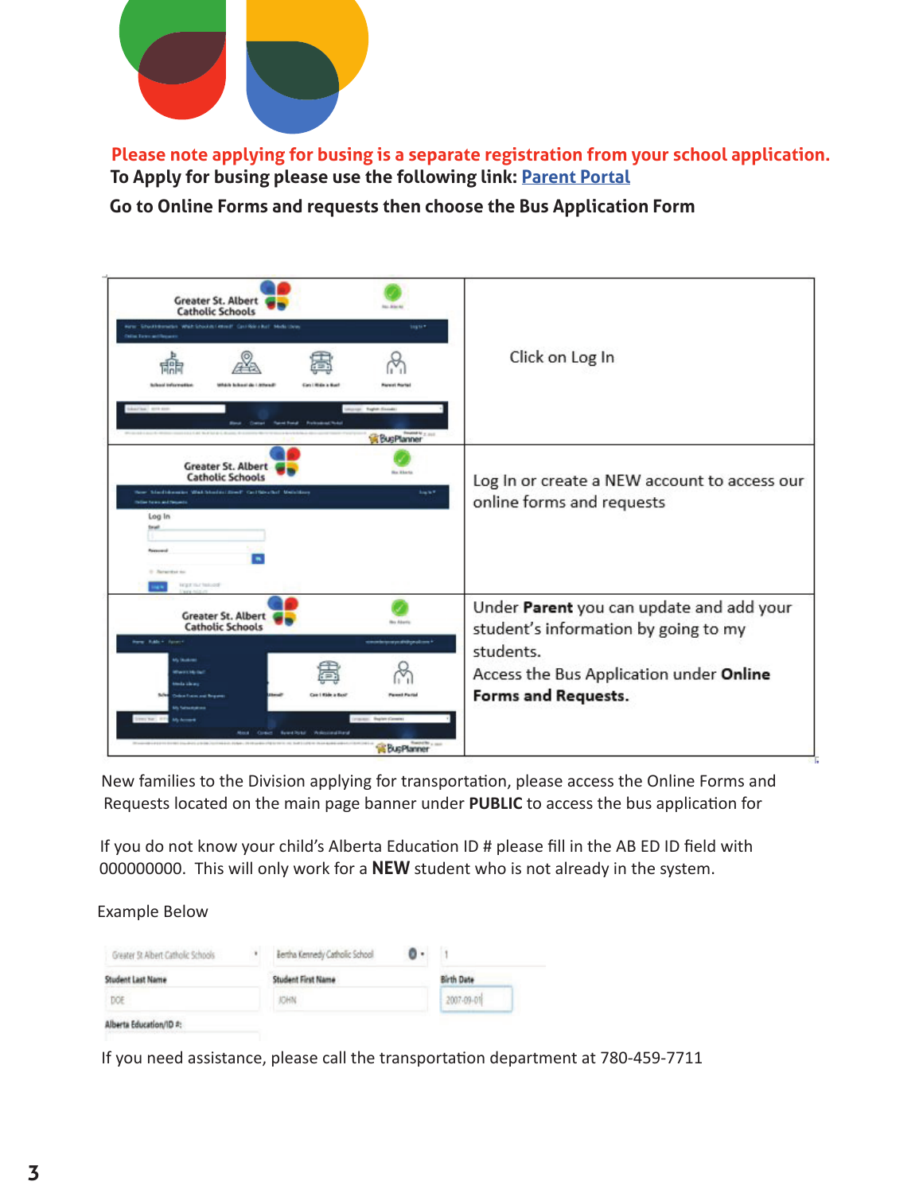**Please note applying for busing is a separate registration from your school application.**

**To Apply for busing please use the following link: [Parent Portal]**

**Go to Online Forms and requests then choose the Bus Application Form**

| | |
|---|---|
| | Click on Log In |
| | Log In or create a NEW account to access our online forms and requests |
| | Under **Parent** you can update and add your student's information by going to my students. Access the Bus Application under **Online Forms and Requests.** |

New families to the Division applying for transportation, please access the Online Forms and Requests located on the main page banner under **PUBLIC** to access the bus application for

If you do not know your child's Alberta Education ID # please fill in the AB ED ID field with 000000000. This will only work for a **NEW** student who is not already in the system.

Example Below

| Greater St Albert Catholic Schools | Bertha Kennedy Catholic School | 1 |
|---|---|---|
| **Student Last Name** | **Student First Name** | **Birth Date** |
| DOE | JOHN | 2007-09-01 |
| **Alberta Education/ID #:** | | |

If you need assistance, please call the transportation department at 780-459-7711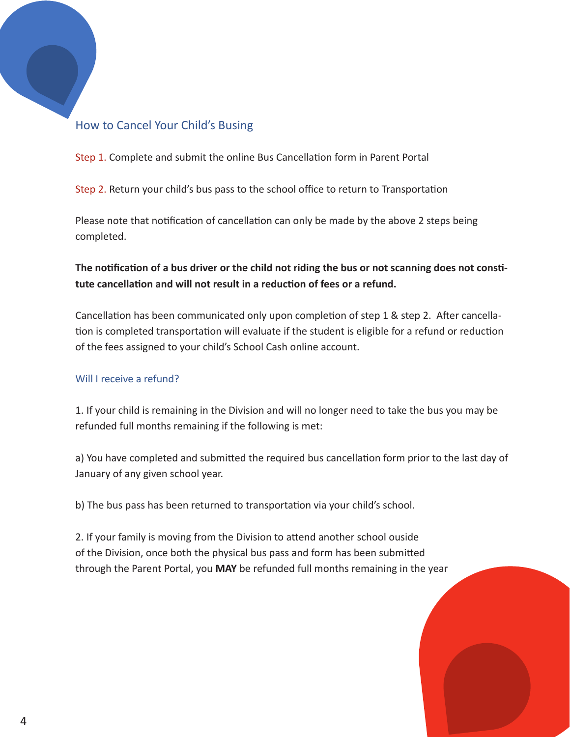## How to Cancel Your Child's Busing

Step 1. Complete and submit the online Bus Cancellation form in Parent Portal

Step 2. Return your child's bus pass to the school office to return to Transportation

Please note that notification of cancellation can only be made by the above 2 steps being completed.

**The notification of a bus driver or the child not riding the bus or not scanning does not constitute cancellation and will not result in a reduction of fees or a refund.**

Cancellation has been communicated only upon completion of step 1 & step 2. After cancellation is completed transportation will evaluate if the student is eligible for a refund or reduction of the fees assigned to your child's School Cash online account.

### Will I receive a refund?

1. If your child is remaining in the Division and will no longer need to take the bus you may be refunded full months remaining if the following is met:

a) You have completed and submitted the required bus cancellation form prior to the last day of January of any given school year.

b) The bus pass has been returned to transportation via your child's school.

2. If your family is moving from the Division to attend another school ouside of the Division, once both the physical bus pass and form has been submitted through the Parent Portal, you **MAY** be refunded full months remaining in the year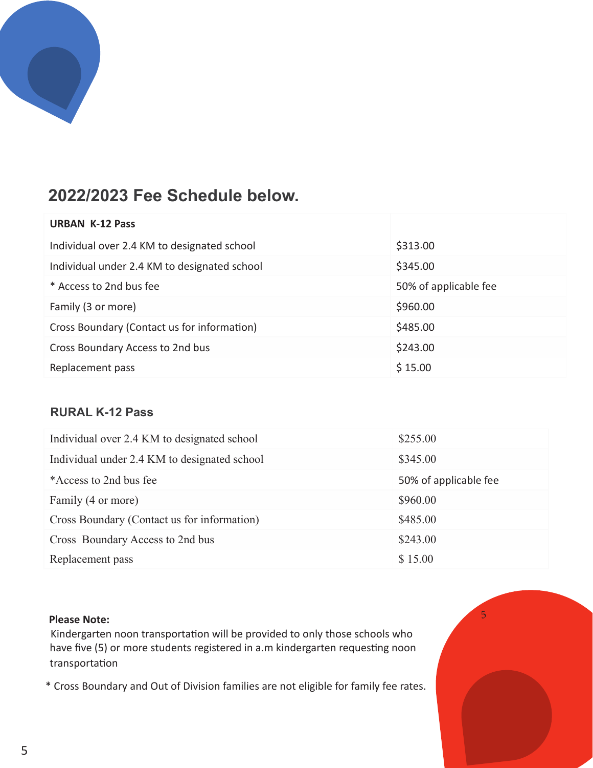## 2022/2023 Fee Schedule below.

| URBAN K-12 Pass | |
|---|---|
| Individual over 2.4 KM to designated school | $313.00 |
| Individual under 2.4 KM to designated school | $345.00 |
| * Access to 2nd bus fee | 50% of applicable fee |
| Family (3 or more) | $960.00 |
| Cross Boundary (Contact us for information) | $485.00 |
| Cross Boundary Access to 2nd bus | $243.00 |
| Replacement pass | $ 15.00 |

### RURAL K-12 Pass

| | |
|---|---|
| Individual over 2.4 KM to designated school | $255.00 |
| Individual under 2.4 KM to designated school | $345.00 |
| *Access to 2nd bus fee | 50% of applicable fee |
| Family (4 or more) | $960.00 |
| Cross Boundary (Contact us for information) | $485.00 |
| Cross Boundary Access to 2nd bus | $243.00 |
| Replacement pass | $ 15.00 |

**Please Note:**
Kindergarten noon transportation will be provided to only those schools who have five (5) or more students registered in a.m kindergarten requesting noon transportation

* Cross Boundary and Out of Division families are not eligible for family fee rates.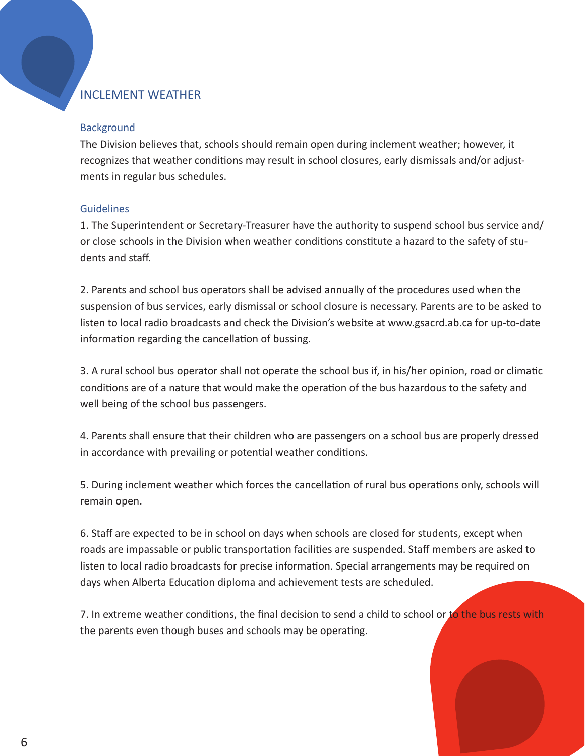# INCLEMENT WEATHER

## Background

The Division believes that, schools should remain open during inclement weather; however, it recognizes that weather conditions may result in school closures, early dismissals and/or adjustments in regular bus schedules.

## Guidelines

1. The Superintendent or Secretary-Treasurer have the authority to suspend school bus service and/or close schools in the Division when weather conditions constitute a hazard to the safety of students and staff.

2. Parents and school bus operators shall be advised annually of the procedures used when the suspension of bus services, early dismissal or school closure is necessary. Parents are to be asked to listen to local radio broadcasts and check the Division's website at www.gsacrd.ab.ca for up-to-date information regarding the cancellation of bussing.

3. A rural school bus operator shall not operate the school bus if, in his/her opinion, road or climatic conditions are of a nature that would make the operation of the bus hazardous to the safety and well being of the school bus passengers.

4. Parents shall ensure that their children who are passengers on a school bus are properly dressed in accordance with prevailing or potential weather conditions.

5. During inclement weather which forces the cancellation of rural bus operations only, schools will remain open.

6. Staff are expected to be in school on days when schools are closed for students, except when roads are impassable or public transportation facilities are suspended. Staff members are asked to listen to local radio broadcasts for precise information. Special arrangements may be required on days when Alberta Education diploma and achievement tests are scheduled.

7. In extreme weather conditions, the final decision to send a child to school or to the bus rests with the parents even though buses and schools may be operating.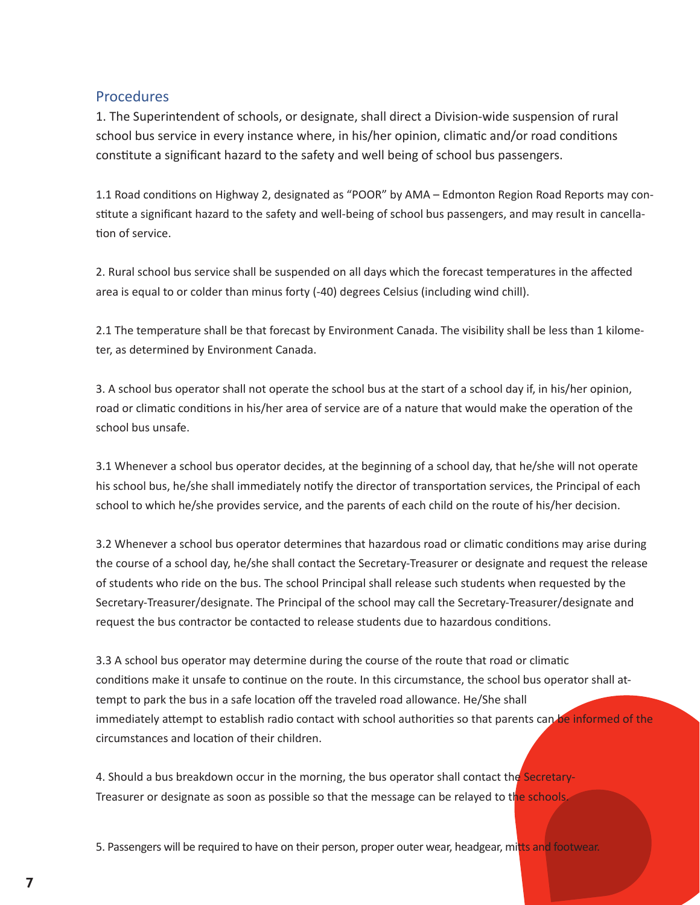## Procedures

1. The Superintendent of schools, or designate, shall direct a Division-wide suspension of rural school bus service in every instance where, in his/her opinion, climatic and/or road conditions constitute a significant hazard to the safety and well being of school bus passengers.

1.1 Road conditions on Highway 2, designated as "POOR" by AMA – Edmonton Region Road Reports may constitute a significant hazard to the safety and well-being of school bus passengers, and may result in cancellation of service.

2. Rural school bus service shall be suspended on all days which the forecast temperatures in the affected area is equal to or colder than minus forty (-40) degrees Celsius (including wind chill).

2.1 The temperature shall be that forecast by Environment Canada. The visibility shall be less than 1 kilometer, as determined by Environment Canada.

3. A school bus operator shall not operate the school bus at the start of a school day if, in his/her opinion, road or climatic conditions in his/her area of service are of a nature that would make the operation of the school bus unsafe.

3.1 Whenever a school bus operator decides, at the beginning of a school day, that he/she will not operate his school bus, he/she shall immediately notify the director of transportation services, the Principal of each school to which he/she provides service, and the parents of each child on the route of his/her decision.

3.2 Whenever a school bus operator determines that hazardous road or climatic conditions may arise during the course of a school day, he/she shall contact the Secretary-Treasurer or designate and request the release of students who ride on the bus. The school Principal shall release such students when requested by the Secretary-Treasurer/designate. The Principal of the school may call the Secretary-Treasurer/designate and request the bus contractor be contacted to release students due to hazardous conditions.

3.3 A school bus operator may determine during the course of the route that road or climatic conditions make it unsafe to continue on the route. In this circumstance, the school bus operator shall attempt to park the bus in a safe location off the traveled road allowance. He/She shall immediately attempt to establish radio contact with school authorities so that parents can be informed of the circumstances and location of their children.

4. Should a bus breakdown occur in the morning, the bus operator shall contact the Secretary-Treasurer or designate as soon as possible so that the message can be relayed to the schools.

5. Passengers will be required to have on their person, proper outer wear, headgear, mitts and footwear.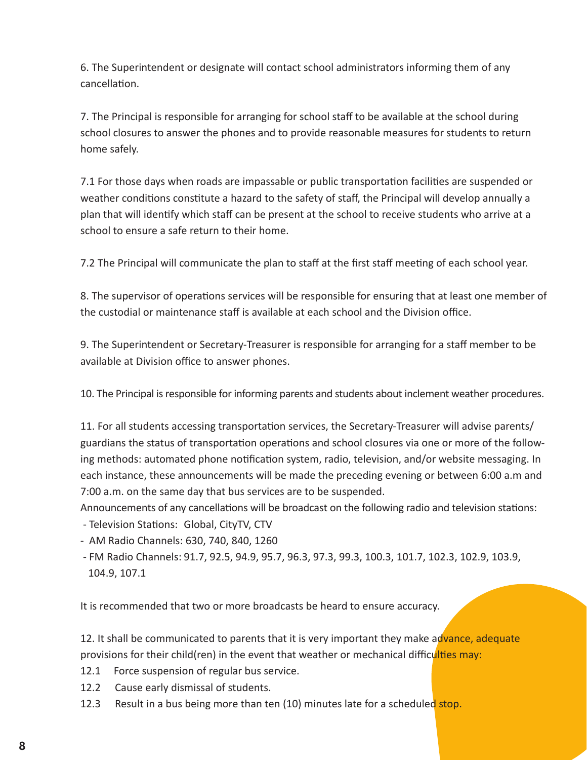6. The Superintendent or designate will contact school administrators informing them of any cancellation.

7. The Principal is responsible for arranging for school staff to be available at the school during school closures to answer the phones and to provide reasonable measures for students to return home safely.

7.1 For those days when roads are impassable or public transportation facilities are suspended or weather conditions constitute a hazard to the safety of staff, the Principal will develop annually a plan that will identify which staff can be present at the school to receive students who arrive at a school to ensure a safe return to their home.

7.2 The Principal will communicate the plan to staff at the first staff meeting of each school year.

8. The supervisor of operations services will be responsible for ensuring that at least one member of the custodial or maintenance staff is available at each school and the Division office.

9. The Superintendent or Secretary-Treasurer is responsible for arranging for a staff member to be available at Division office to answer phones.

10. The Principal is responsible for informing parents and students about inclement weather procedures.

11. For all students accessing transportation services, the Secretary-Treasurer will advise parents/guardians the status of transportation operations and school closures via one or more of the following methods: automated phone notification system, radio, television, and/or website messaging. In each instance, these announcements will be made the preceding evening or between 6:00 a.m and 7:00 a.m. on the same day that bus services are to be suspended.
Announcements of any cancellations will be broadcast on the following radio and television stations:

- Television Stations: Global, CityTV, CTV
- AM Radio Channels: 630, 740, 840, 1260
- FM Radio Channels: 91.7, 92.5, 94.9, 95.7, 96.3, 97.3, 99.3, 100.3, 101.7, 102.3, 102.9, 103.9, 104.9, 107.1

It is recommended that two or more broadcasts be heard to ensure accuracy.

12. It shall be communicated to parents that it is very important they make advance, adequate provisions for their child(ren) in the event that weather or mechanical difficulties may:

12.1 Force suspension of regular bus service.

12.2 Cause early dismissal of students.

12.3 Result in a bus being more than ten (10) minutes late for a scheduled stop.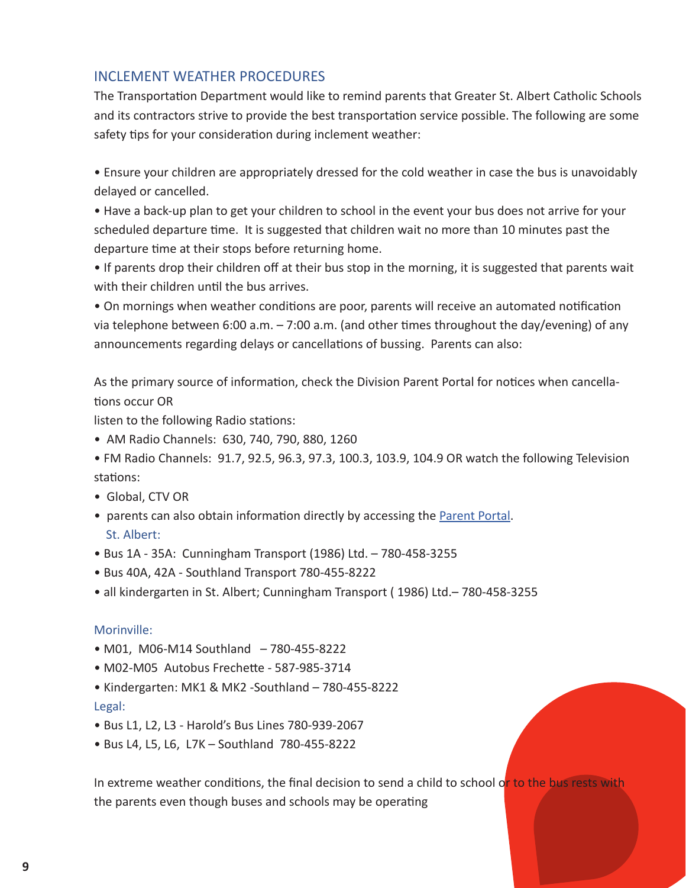## INCLEMENT WEATHER PROCEDURES

The Transportation Department would like to remind parents that Greater St. Albert Catholic Schools and its contractors strive to provide the best transportation service possible. The following are some safety tips for your consideration during inclement weather:

- Ensure your children are appropriately dressed for the cold weather in case the bus is unavoidably delayed or cancelled.
- Have a back-up plan to get your children to school in the event your bus does not arrive for your scheduled departure time. It is suggested that children wait no more than 10 minutes past the departure time at their stops before returning home.
- If parents drop their children off at their bus stop in the morning, it is suggested that parents wait with their children until the bus arrives.
- On mornings when weather conditions are poor, parents will receive an automated notification via telephone between 6:00 a.m. – 7:00 a.m. (and other times throughout the day/evening) of any announcements regarding delays or cancellations of bussing. Parents can also:

As the primary source of information, check the Division Parent Portal for notices when cancellations occur OR

listen to the following Radio stations:

- AM Radio Channels: 630, 740, 790, 880, 1260
- FM Radio Channels: 91.7, 92.5, 96.3, 97.3, 100.3, 103.9, 104.9 OR watch the following Television stations:
- Global, CTV OR
- parents can also obtain information directly by accessing the Parent Portal.

### St. Albert:

- Bus 1A - 35A: Cunningham Transport (1986) Ltd. – 780-458-3255
- Bus 40A, 42A - Southland Transport 780-455-8222
- all kindergarten in St. Albert; Cunningham Transport ( 1986) Ltd.– 780-458-3255

### Morinville:

- M01, M06-M14 Southland – 780-455-8222
- M02-M05 Autobus Frechette - 587-985-3714
- Kindergarten: MK1 & MK2 -Southland – 780-455-8222

### Legal:

- Bus L1, L2, L3 - Harold's Bus Lines 780-939-2067
- Bus L4, L5, L6, L7K – Southland 780-455-8222

In extreme weather conditions, the final decision to send a child to school or to the bus rests with the parents even though buses and schools may be operating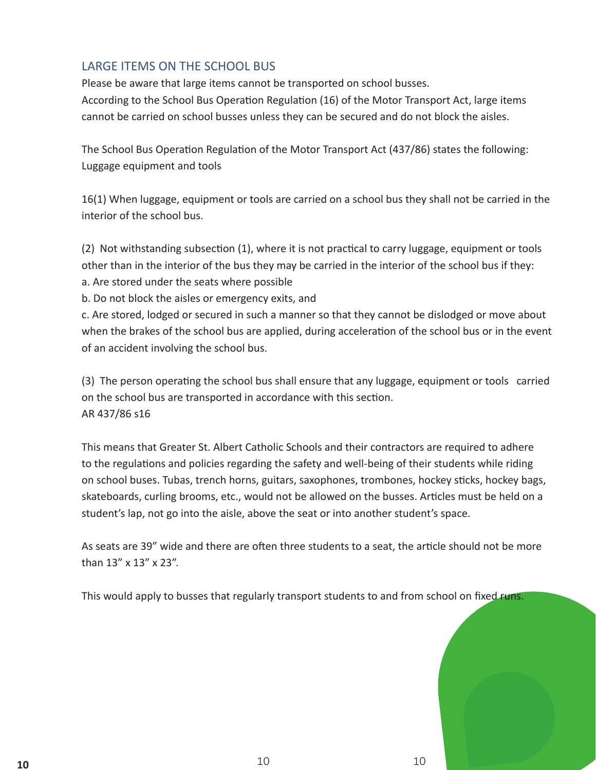## LARGE ITEMS ON THE SCHOOL BUS

Please be aware that large items cannot be transported on school busses.
According to the School Bus Operation Regulation (16) of the Motor Transport Act, large items cannot be carried on school busses unless they can be secured and do not block the aisles.

The School Bus Operation Regulation of the Motor Transport Act (437/86) states the following:
Luggage equipment and tools

16(1) When luggage, equipment or tools are carried on a school bus they shall not be carried in the interior of the school bus.

(2) Not withstanding subsection (1), where it is not practical to carry luggage, equipment or tools other than in the interior of the bus they may be carried in the interior of the school bus if they:
a. Are stored under the seats where possible
b. Do not block the aisles or emergency exits, and
c. Are stored, lodged or secured in such a manner so that they cannot be dislodged or move about when the brakes of the school bus are applied, during acceleration of the school bus or in the event of an accident involving the school bus.

(3) The person operating the school bus shall ensure that any luggage, equipment or tools carried on the school bus are transported in accordance with this section.
AR 437/86 s16

This means that Greater St. Albert Catholic Schools and their contractors are required to adhere to the regulations and policies regarding the safety and well-being of their students while riding on school buses. Tubas, trench horns, guitars, saxophones, trombones, hockey sticks, hockey bags, skateboards, curling brooms, etc., would not be allowed on the busses. Articles must be held on a student's lap, not go into the aisle, above the seat or into another student's space.

As seats are 39" wide and there are often three students to a seat, the article should not be more than 13" x 13" x 23".

This would apply to busses that regularly transport students to and from school on fixed runs.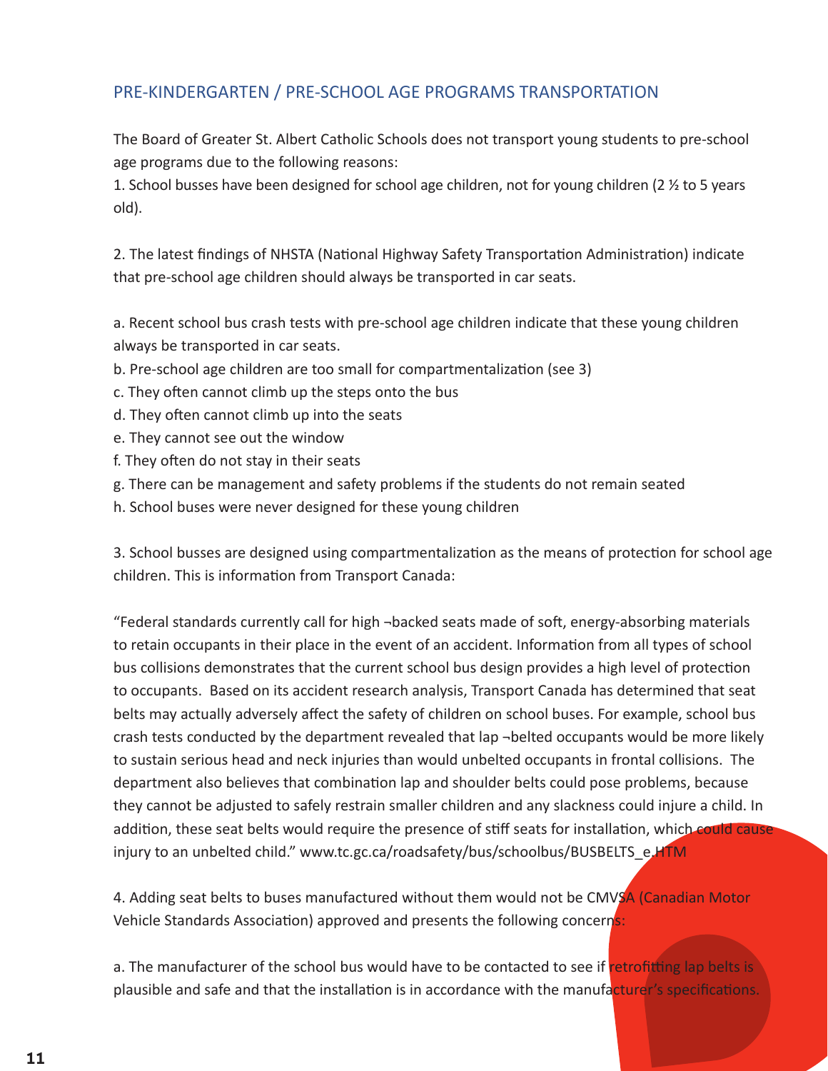## PRE-KINDERGARTEN / PRE-SCHOOL AGE PROGRAMS TRANSPORTATION

The Board of Greater St. Albert Catholic Schools does not transport young students to pre-school age programs due to the following reasons:

1. School busses have been designed for school age children, not for young children (2 ½ to 5 years old).

2. The latest findings of NHSTA (National Highway Safety Transportation Administration) indicate that pre-school age children should always be transported in car seats.

a. Recent school bus crash tests with pre-school age children indicate that these young children always be transported in car seats.
b. Pre-school age children are too small for compartmentalization (see 3)
c. They often cannot climb up the steps onto the bus
d. They often cannot climb up into the seats
e. They cannot see out the window
f. They often do not stay in their seats
g. There can be management and safety problems if the students do not remain seated
h. School buses were never designed for these young children

3. School busses are designed using compartmentalization as the means of protection for school age children. This is information from Transport Canada:

"Federal standards currently call for high ¬backed seats made of soft, energy-absorbing materials to retain occupants in their place in the event of an accident. Information from all types of school bus collisions demonstrates that the current school bus design provides a high level of protection to occupants. Based on its accident research analysis, Transport Canada has determined that seat belts may actually adversely affect the safety of children on school buses. For example, school bus crash tests conducted by the department revealed that lap ¬belted occupants would be more likely to sustain serious head and neck injuries than would unbelted occupants in frontal collisions. The department also believes that combination lap and shoulder belts could pose problems, because they cannot be adjusted to safely restrain smaller children and any slackness could injure a child. In addition, these seat belts would require the presence of stiff seats for installation, which could cause injury to an unbelted child." www.tc.gc.ca/roadsafety/bus/schoolbus/BUSBELTS_e.HTM

4. Adding seat belts to buses manufactured without them would not be CMVSA (Canadian Motor Vehicle Standards Association) approved and presents the following concerns:

a. The manufacturer of the school bus would have to be contacted to see if retrofitting lap belts is plausible and safe and that the installation is in accordance with the manufacturer's specifications.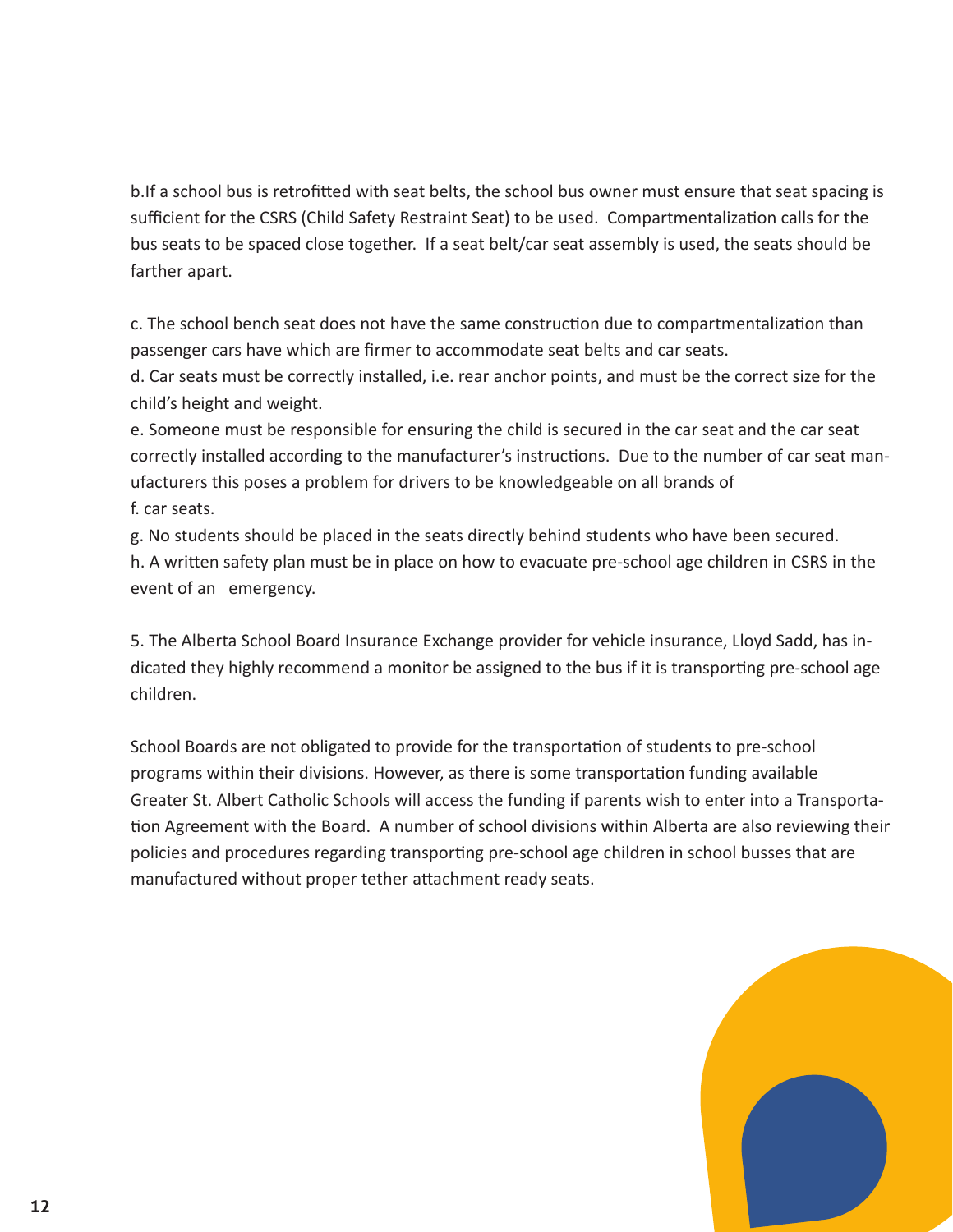b.If a school bus is retrofitted with seat belts, the school bus owner must ensure that seat spacing is sufficient for the CSRS (Child Safety Restraint Seat) to be used. Compartmentalization calls for the bus seats to be spaced close together. If a seat belt/car seat assembly is used, the seats should be farther apart.

c. The school bench seat does not have the same construction due to compartmentalization than passenger cars have which are firmer to accommodate seat belts and car seats.
d. Car seats must be correctly installed, i.e. rear anchor points, and must be the correct size for the child's height and weight.
e. Someone must be responsible for ensuring the child is secured in the car seat and the car seat correctly installed according to the manufacturer's instructions. Due to the number of car seat manufacturers this poses a problem for drivers to be knowledgeable on all brands of
f. car seats.
g. No students should be placed in the seats directly behind students who have been secured.
h. A written safety plan must be in place on how to evacuate pre-school age children in CSRS in the event of an emergency.

5. The Alberta School Board Insurance Exchange provider for vehicle insurance, Lloyd Sadd, has indicated they highly recommend a monitor be assigned to the bus if it is transporting pre-school age children.

School Boards are not obligated to provide for the transportation of students to pre-school programs within their divisions. However, as there is some transportation funding available Greater St. Albert Catholic Schools will access the funding if parents wish to enter into a Transportation Agreement with the Board. A number of school divisions within Alberta are also reviewing their policies and procedures regarding transporting pre-school age children in school busses that are manufactured without proper tether attachment ready seats.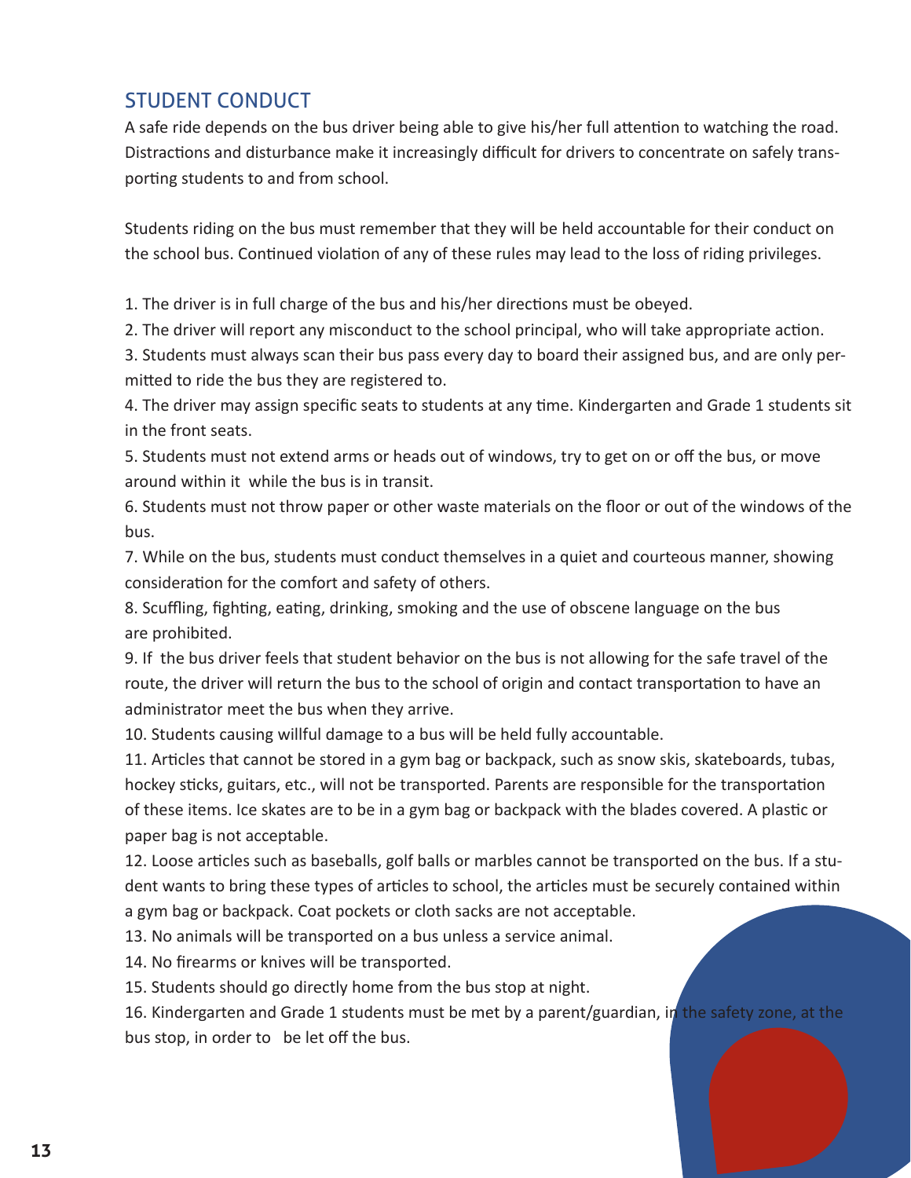## STUDENT CONDUCT

A safe ride depends on the bus driver being able to give his/her full attention to watching the road. Distractions and disturbance make it increasingly difficult for drivers to concentrate on safely transporting students to and from school.

Students riding on the bus must remember that they will be held accountable for their conduct on the school bus. Continued violation of any of these rules may lead to the loss of riding privileges.

1. The driver is in full charge of the bus and his/her directions must be obeyed.
2. The driver will report any misconduct to the school principal, who will take appropriate action.
3. Students must always scan their bus pass every day to board their assigned bus, and are only permitted to ride the bus they are registered to.
4. The driver may assign specific seats to students at any time. Kindergarten and Grade 1 students sit in the front seats.
5. Students must not extend arms or heads out of windows, try to get on or off the bus, or move around within it while the bus is in transit.
6. Students must not throw paper or other waste materials on the floor or out of the windows of the bus.
7. While on the bus, students must conduct themselves in a quiet and courteous manner, showing consideration for the comfort and safety of others.
8. Scuffling, fighting, eating, drinking, smoking and the use of obscene language on the bus are prohibited.
9. If the bus driver feels that student behavior on the bus is not allowing for the safe travel of the route, the driver will return the bus to the school of origin and contact transportation to have an administrator meet the bus when they arrive.
10. Students causing willful damage to a bus will be held fully accountable.
11. Articles that cannot be stored in a gym bag or backpack, such as snow skis, skateboards, tubas, hockey sticks, guitars, etc., will not be transported. Parents are responsible for the transportation of these items. Ice skates are to be in a gym bag or backpack with the blades covered. A plastic or paper bag is not acceptable.
12. Loose articles such as baseballs, golf balls or marbles cannot be transported on the bus. If a student wants to bring these types of articles to school, the articles must be securely contained within a gym bag or backpack. Coat pockets or cloth sacks are not acceptable.
13. No animals will be transported on a bus unless a service animal.
14. No firearms or knives will be transported.
15. Students should go directly home from the bus stop at night.
16. Kindergarten and Grade 1 students must be met by a parent/guardian, in the safety zone, at the bus stop, in order to be let off the bus.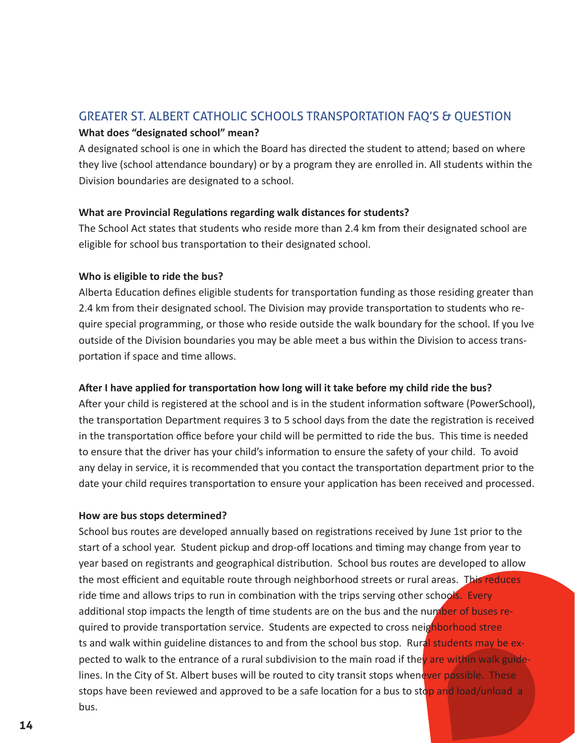## GREATER ST. ALBERT CATHOLIC SCHOOLS TRANSPORTATION FAQ'S & QUESTION

**What does "designated school" mean?**

A designated school is one in which the Board has directed the student to attend; based on where they live (school attendance boundary) or by a program they are enrolled in. All students within the Division boundaries are designated to a school.

**What are Provincial Regulations regarding walk distances for students?**

The School Act states that students who reside more than 2.4 km from their designated school are eligible for school bus transportation to their designated school.

**Who is eligible to ride the bus?**

Alberta Education defines eligible students for transportation funding as those residing greater than 2.4 km from their designated school. The Division may provide transportation to students who require special programming, or those who reside outside the walk boundary for the school. If you lve outside of the Division boundaries you may be able meet a bus within the Division to access transportation if space and time allows.

**After I have applied for transportation how long will it take before my child ride the bus?**

After your child is registered at the school and is in the student information software (PowerSchool), the transportation Department requires 3 to 5 school days from the date the registration is received in the transportation office before your child will be permitted to ride the bus. This time is needed to ensure that the driver has your child's information to ensure the safety of your child. To avoid any delay in service, it is recommended that you contact the transportation department prior to the date your child requires transportation to ensure your application has been received and processed.

**How are bus stops determined?**

School bus routes are developed annually based on registrations received by June 1st prior to the start of a school year. Student pickup and drop-off locations and timing may change from year to year based on registrants and geographical distribution. School bus routes are developed to allow the most efficient and equitable route through neighborhood streets or rural areas. This reduces ride time and allows trips to run in combination with the trips serving other schools. Every additional stop impacts the length of time students are on the bus and the number of buses required to provide transportation service. Students are expected to cross neighborhood stree ts and walk within guideline distances to and from the school bus stop. Rural students may be expected to walk to the entrance of a rural subdivision to the main road if they are within walk guidelines. In the City of St. Albert buses will be routed to city transit stops whenever possible. These stops have been reviewed and approved to be a safe location for a bus to stop and load/unload a bus.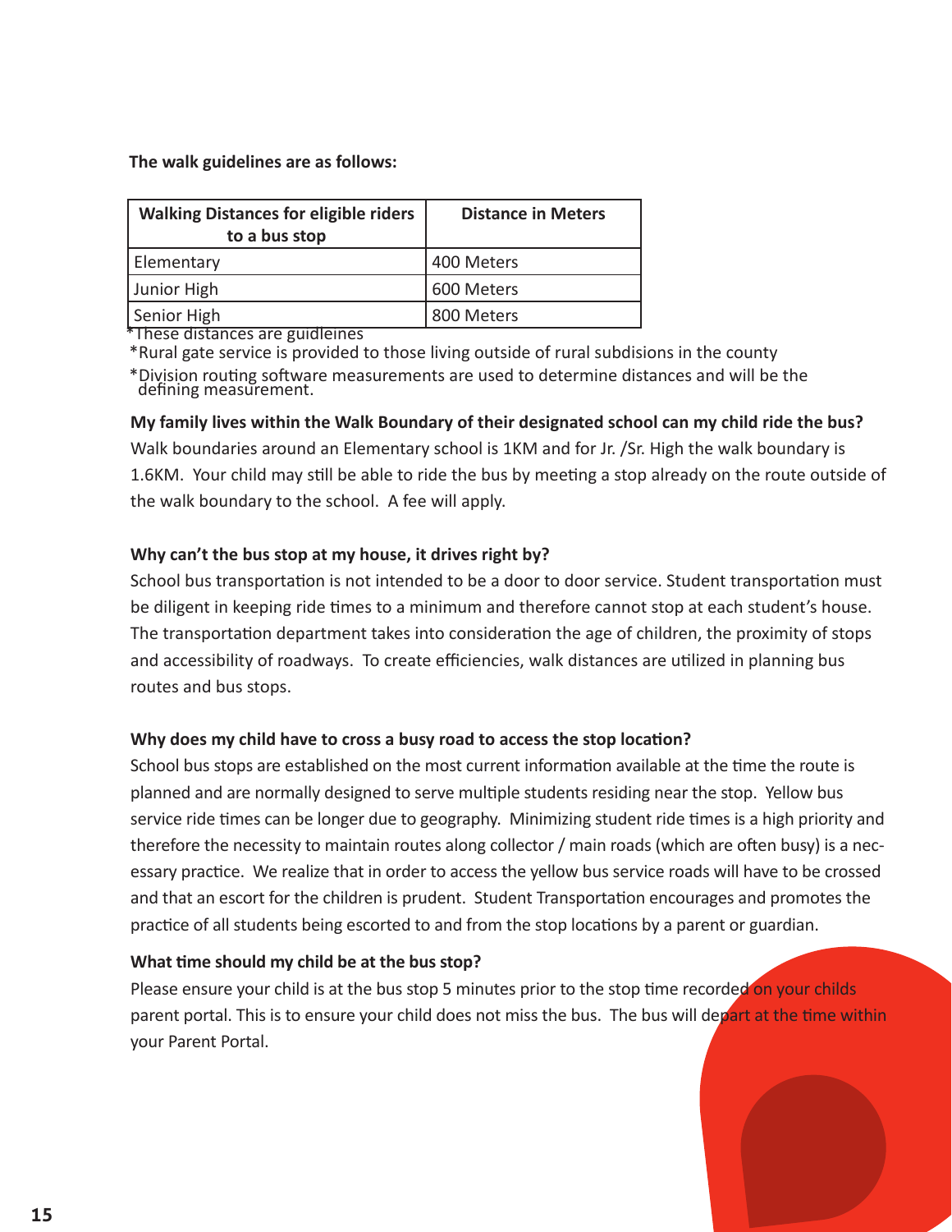**The walk guidelines are as follows:**

| Walking Distances for eligible riders to a bus stop | Distance in Meters |
| --- | --- |
| Elementary | 400 Meters |
| Junior High | 600 Meters |
| Senior High | 800 Meters |

*These distances are guidleines

*Rural gate service is provided to those living outside of rural subdisions in the county

*Division routing software measurements are used to determine distances and will be the defining measurement.

**My family lives within the Walk Boundary of their designated school can my child ride the bus?**

Walk boundaries around an Elementary school is 1KM and for Jr. /Sr. High the walk boundary is 1.6KM. Your child may still be able to ride the bus by meeting a stop already on the route outside of the walk boundary to the school. A fee will apply.

**Why can't the bus stop at my house, it drives right by?**

School bus transportation is not intended to be a door to door service. Student transportation must be diligent in keeping ride times to a minimum and therefore cannot stop at each student's house. The transportation department takes into consideration the age of children, the proximity of stops and accessibility of roadways. To create efficiencies, walk distances are utilized in planning bus routes and bus stops.

**Why does my child have to cross a busy road to access the stop location?**

School bus stops are established on the most current information available at the time the route is planned and are normally designed to serve multiple students residing near the stop. Yellow bus service ride times can be longer due to geography. Minimizing student ride times is a high priority and therefore the necessity to maintain routes along collector / main roads (which are often busy) is a necessary practice. We realize that in order to access the yellow bus service roads will have to be crossed and that an escort for the children is prudent. Student Transportation encourages and promotes the practice of all students being escorted to and from the stop locations by a parent or guardian.

**What time should my child be at the bus stop?**

Please ensure your child is at the bus stop 5 minutes prior to the stop time recorded on your childs parent portal. This is to ensure your child does not miss the bus. The bus will depart at the time within your Parent Portal.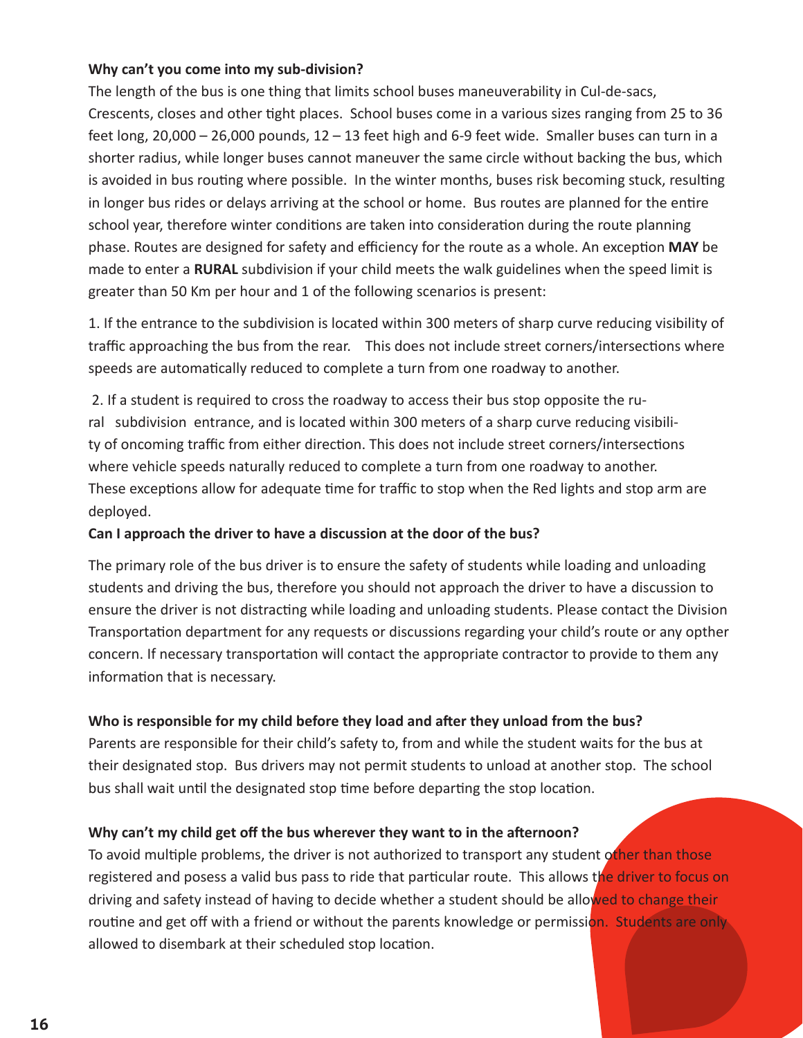**Why can't you come into my sub-division?**

The length of the bus is one thing that limits school buses maneuverability in Cul-de-sacs, Crescents, closes and other tight places. School buses come in a various sizes ranging from 25 to 36 feet long, 20,000 – 26,000 pounds, 12 – 13 feet high and 6-9 feet wide. Smaller buses can turn in a shorter radius, while longer buses cannot maneuver the same circle without backing the bus, which is avoided in bus routing where possible. In the winter months, buses risk becoming stuck, resulting in longer bus rides or delays arriving at the school or home. Bus routes are planned for the entire school year, therefore winter conditions are taken into consideration during the route planning phase. Routes are designed for safety and efficiency for the route as a whole. An exception **MAY** be made to enter a **RURAL** subdivision if your child meets the walk guidelines when the speed limit is greater than 50 Km per hour and 1 of the following scenarios is present:

1. If the entrance to the subdivision is located within 300 meters of sharp curve reducing visibility of traffic approaching the bus from the rear. This does not include street corners/intersections where speeds are automatically reduced to complete a turn from one roadway to another.

2. If a student is required to cross the roadway to access their bus stop opposite the rural subdivision entrance, and is located within 300 meters of a sharp curve reducing visibility of oncoming traffic from either direction. This does not include street corners/intersections where vehicle speeds naturally reduced to complete a turn from one roadway to another. These exceptions allow for adequate time for traffic to stop when the Red lights and stop arm are deployed.

**Can I approach the driver to have a discussion at the door of the bus?**

The primary role of the bus driver is to ensure the safety of students while loading and unloading students and driving the bus, therefore you should not approach the driver to have a discussion to ensure the driver is not distracting while loading and unloading students. Please contact the Division Transportation department for any requests or discussions regarding your child's route or any opther concern. If necessary transportation will contact the appropriate contractor to provide to them any information that is necessary.

**Who is responsible for my child before they load and after they unload from the bus?**

Parents are responsible for their child's safety to, from and while the student waits for the bus at their designated stop. Bus drivers may not permit students to unload at another stop. The school bus shall wait until the designated stop time before departing the stop location.

**Why can't my child get off the bus wherever they want to in the afternoon?**

To avoid multiple problems, the driver is not authorized to transport any student other than those registered and posess a valid bus pass to ride that particular route. This allows the driver to focus on driving and safety instead of having to decide whether a student should be allowed to change their routine and get off with a friend or without the parents knowledge or permission. Students are only allowed to disembark at their scheduled stop location.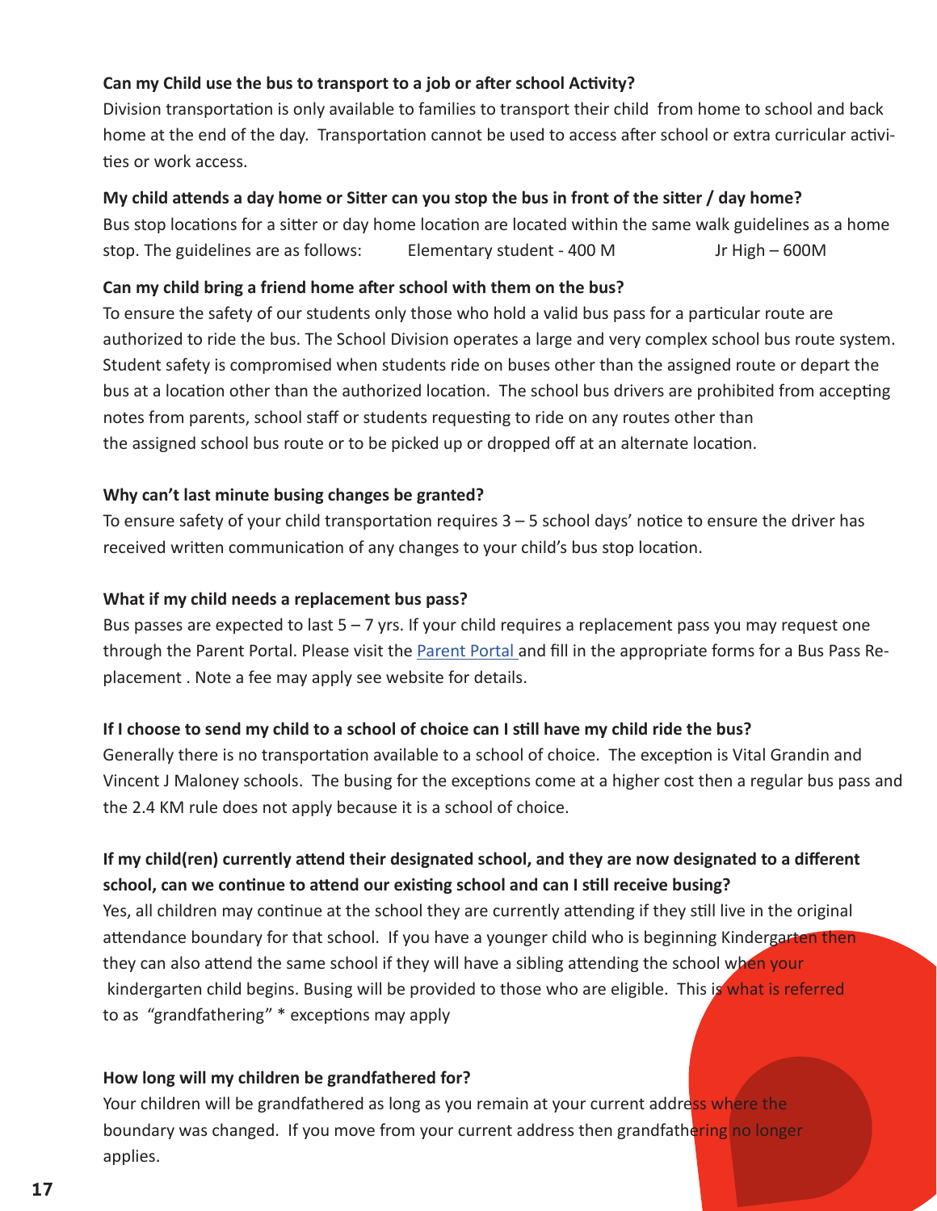**Can my Child use the bus to transport to a job or after school Activity?**

Division transportation is only available to families to transport their child from home to school and back home at the end of the day. Transportation cannot be used to access after school or extra curricular activities or work access.

**My child attends a day home or Sitter can you stop the bus in front of the sitter / day home?**

Bus stop locations for a sitter or day home location are located within the same walk guidelines as a home stop. The guidelines are as follows: Elementary student - 400 M Jr High – 600M

**Can my child bring a friend home after school with them on the bus?**

To ensure the safety of our students only those who hold a valid bus pass for a particular route are authorized to ride the bus. The School Division operates a large and very complex school bus route system. Student safety is compromised when students ride on buses other than the assigned route or depart the bus at a location other than the authorized location. The school bus drivers are prohibited from accepting notes from parents, school staff or students requesting to ride on any routes other than the assigned school bus route or to be picked up or dropped off at an alternate location.

**Why can't last minute busing changes be granted?**

To ensure safety of your child transportation requires 3 – 5 school days' notice to ensure the driver has received written communication of any changes to your child's bus stop location.

**What if my child needs a replacement bus pass?**

Bus passes are expected to last 5 – 7 yrs. If your child requires a replacement pass you may request one through the Parent Portal. Please visit the Parent Portal and fill in the appropriate forms for a Bus Pass Replacement . Note a fee may apply see website for details.

**If I choose to send my child to a school of choice can I still have my child ride the bus?**

Generally there is no transportation available to a school of choice. The exception is Vital Grandin and Vincent J Maloney schools. The busing for the exceptions come at a higher cost then a regular bus pass and the 2.4 KM rule does not apply because it is a school of choice.

**If my child(ren) currently attend their designated school, and they are now designated to a different school, can we continue to attend our existing school and can I still receive busing?**

Yes, all children may continue at the school they are currently attending if they still live in the original attendance boundary for that school. If you have a younger child who is beginning Kindergarten then they can also attend the same school if they will have a sibling attending the school when your kindergarten child begins. Busing will be provided to those who are eligible. This is what is referred to as "grandfathering" * exceptions may apply

**How long will my children be grandfathered for?**

Your children will be grandfathered as long as you remain at your current address where the boundary was changed. If you move from your current address then grandfathering no longer applies.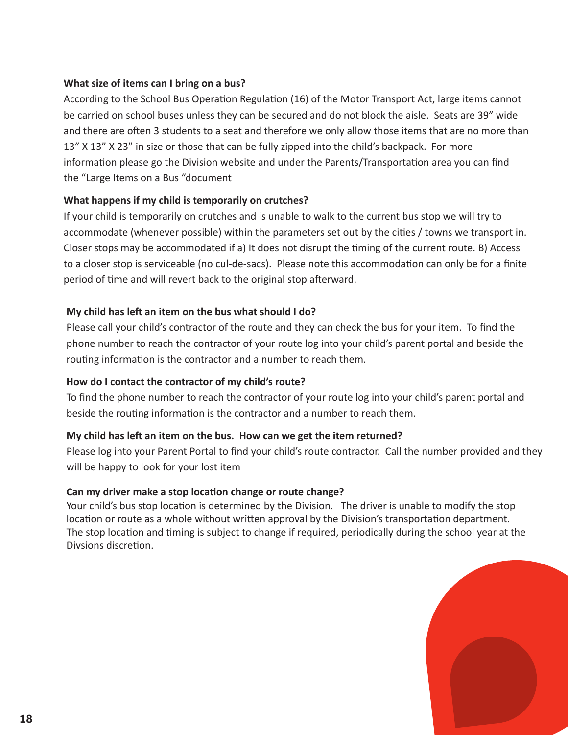**What size of items can I bring on a bus?**

According to the School Bus Operation Regulation (16) of the Motor Transport Act, large items cannot be carried on school buses unless they can be secured and do not block the aisle. Seats are 39" wide and there are often 3 students to a seat and therefore we only allow those items that are no more than 13" X 13" X 23" in size or those that can be fully zipped into the child's backpack. For more information please go the Division website and under the Parents/Transportation area you can find the "Large Items on a Bus "document

**What happens if my child is temporarily on crutches?**

If your child is temporarily on crutches and is unable to walk to the current bus stop we will try to accommodate (whenever possible) within the parameters set out by the cities / towns we transport in. Closer stops may be accommodated if a) It does not disrupt the timing of the current route. B) Access to a closer stop is serviceable (no cul-de-sacs). Please note this accommodation can only be for a finite period of time and will revert back to the original stop afterward.

**My child has left an item on the bus what should I do?**

Please call your child's contractor of the route and they can check the bus for your item. To find the phone number to reach the contractor of your route log into your child's parent portal and beside the routing information is the contractor and a number to reach them.

**How do I contact the contractor of my child's route?**

To find the phone number to reach the contractor of your route log into your child's parent portal and beside the routing information is the contractor and a number to reach them.

**My child has left an item on the bus. How can we get the item returned?**

Please log into your Parent Portal to find your child's route contractor. Call the number provided and they will be happy to look for your lost item

**Can my driver make a stop location change or route change?**

Your child's bus stop location is determined by the Division. The driver is unable to modify the stop location or route as a whole without written approval by the Division's transportation department. The stop location and timing is subject to change if required, periodically during the school year at the Divsions discretion.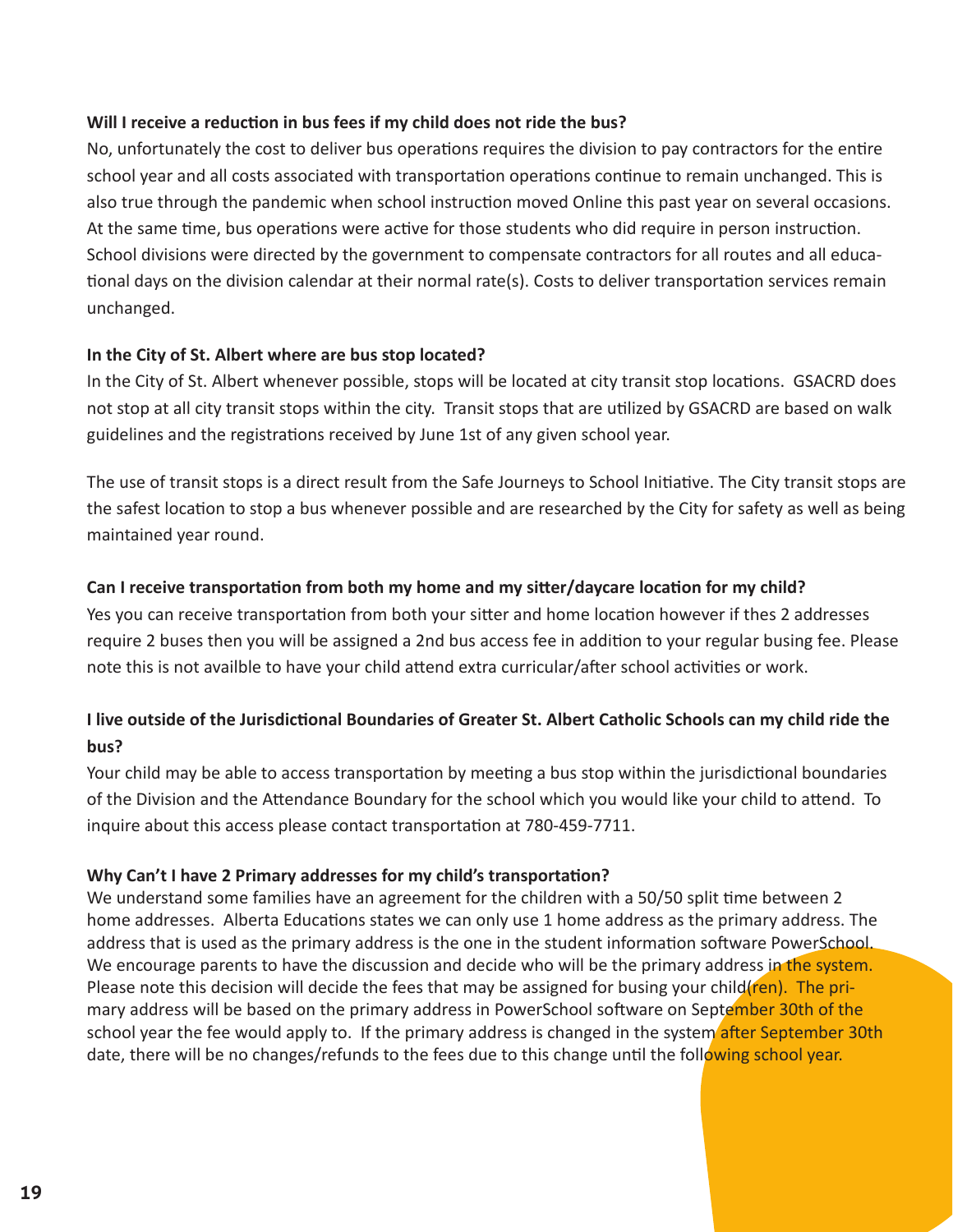**Will I receive a reduction in bus fees if my child does not ride the bus?**

No, unfortunately the cost to deliver bus operations requires the division to pay contractors for the entire school year and all costs associated with transportation operations continue to remain unchanged. This is also true through the pandemic when school instruction moved Online this past year on several occasions. At the same time, bus operations were active for those students who did require in person instruction. School divisions were directed by the government to compensate contractors for all routes and all educational days on the division calendar at their normal rate(s). Costs to deliver transportation services remain unchanged.

**In the City of St. Albert where are bus stop located?**

In the City of St. Albert whenever possible, stops will be located at city transit stop locations. GSACRD does not stop at all city transit stops within the city. Transit stops that are utilized by GSACRD are based on walk guidelines and the registrations received by June 1st of any given school year.

The use of transit stops is a direct result from the Safe Journeys to School Initiative. The City transit stops are the safest location to stop a bus whenever possible and are researched by the City for safety as well as being maintained year round.

**Can I receive transportation from both my home and my sitter/daycare location for my child?**

Yes you can receive transportation from both your sitter and home location however if thes 2 addresses require 2 buses then you will be assigned a 2nd bus access fee in addition to your regular busing fee. Please note this is not availble to have your child attend extra curricular/after school activities or work.

**I live outside of the Jurisdictional Boundaries of Greater St. Albert Catholic Schools can my child ride the bus?**

Your child may be able to access transportation by meeting a bus stop within the jurisdictional boundaries of the Division and the Attendance Boundary for the school which you would like your child to attend. To inquire about this access please contact transportation at 780-459-7711.

**Why Can't I have 2 Primary addresses for my child's transportation?**

We understand some families have an agreement for the children with a 50/50 split time between 2 home addresses. Alberta Educations states we can only use 1 home address as the primary address. The address that is used as the primary address is the one in the student information software PowerSchool. We encourage parents to have the discussion and decide who will be the primary address in the system. Please note this decision will decide the fees that may be assigned for busing your child(ren). The primary address will be based on the primary address in PowerSchool software on September 30th of the school year the fee would apply to. If the primary address is changed in the system after September 30th date, there will be no changes/refunds to the fees due to this change until the following school year.